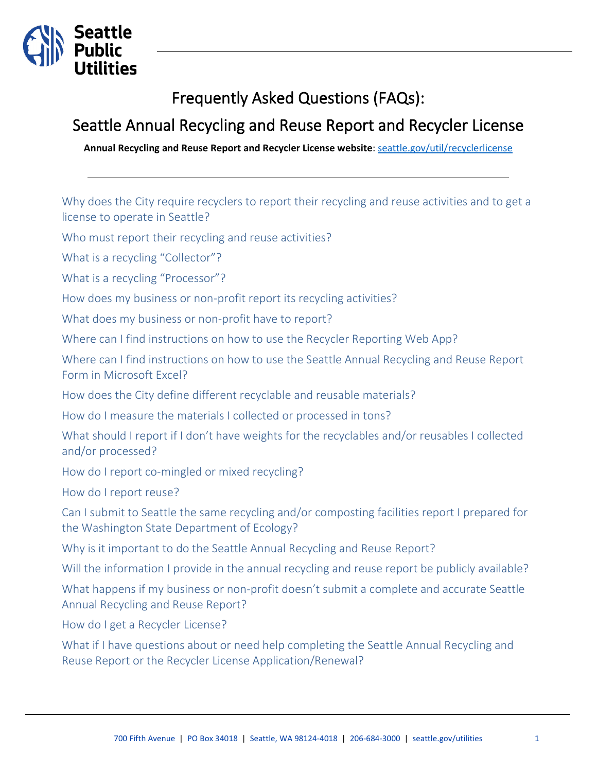# Frequently Asked Questions (FAQs):

## Seattle Annual Recycling and Reuse Report and Recycler License

**Annual Recycling and Reuse Report and Recycler License website**: seattle.gov/util/recyclerlicense

---

Why does the City require recyclers to report their recycling and reuse activities and to get a license to operate in Seattle?

Who must report their recycling and reuse activities?

What is a recycling "Collector"?

What is a recycling "Processor"?

How does my business or non-profit report its recycling activities?

What does my business or non-profit have to report?

Where can I find instructions on how to use the Recycler Reporting Web App?

Where can I find instructions on how to use the Seattle Annual Recycling and Reuse Report Form in Microsoft Excel?

How does the City define different recyclable and reusable materials?

How do I measure the materials I collected or processed in tons?

What should I report if I don't have weights for the recyclables and/or reusables I collected and/or processed?

How do I report co-mingled or mixed recycling?

How do I report reuse?

Can I submit to Seattle the same recycling and/or composting facilities report I prepared for the Washington State Department of Ecology?

Why is it important to do the Seattle Annual Recycling and Reuse Report?

Will the information I provide in the annual recycling and reuse report be publicly available?

What happens if my business or non-profit doesn't submit a complete and accurate Seattle Annual Recycling and Reuse Report?

How do I get a Recycler License?

What if I have questions about or need help completing the Seattle Annual Recycling and Reuse Report or the Recycler License Application/Renewal?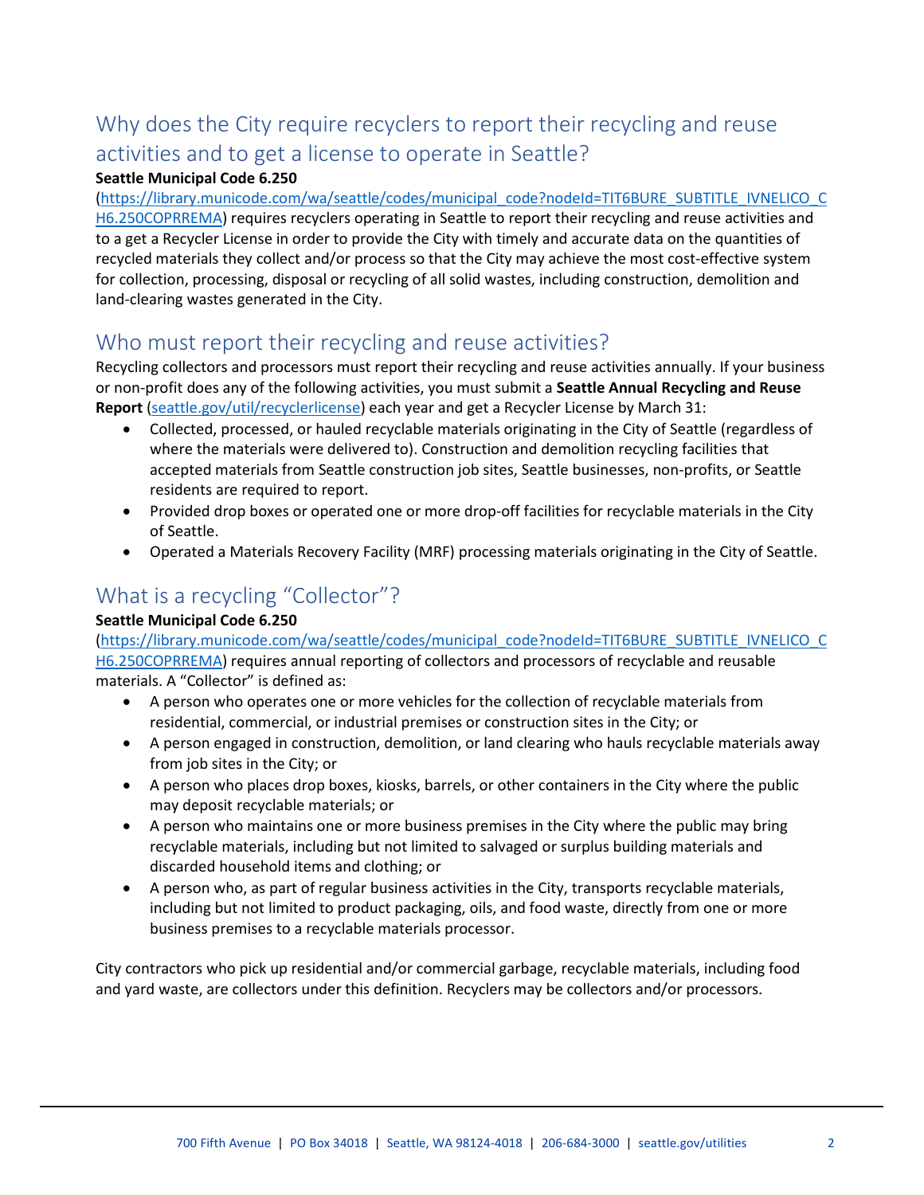## Why does the City require recyclers to report their recycling and reuse activities and to get a license to operate in Seattle?

**Seattle Municipal Code 6.250**
(https://library.municode.com/wa/seattle/codes/municipal_code?nodeId=TIT6BURE_SUBTITLE_IVNELICO_CH6.250COPRREMA) requires recyclers operating in Seattle to report their recycling and reuse activities and to a get a Recycler License in order to provide the City with timely and accurate data on the quantities of recycled materials they collect and/or process so that the City may achieve the most cost-effective system for collection, processing, disposal or recycling of all solid wastes, including construction, demolition and land-clearing wastes generated in the City.

## Who must report their recycling and reuse activities?

Recycling collectors and processors must report their recycling and reuse activities annually. If your business or non-profit does any of the following activities, you must submit a **Seattle Annual Recycling and Reuse Report** (seattle.gov/util/recyclerlicense) each year and get a Recycler License by March 31:

- Collected, processed, or hauled recyclable materials originating in the City of Seattle (regardless of where the materials were delivered to). Construction and demolition recycling facilities that accepted materials from Seattle construction job sites, Seattle businesses, non-profits, or Seattle residents are required to report.
- Provided drop boxes or operated one or more drop-off facilities for recyclable materials in the City of Seattle.
- Operated a Materials Recovery Facility (MRF) processing materials originating in the City of Seattle.

## What is a recycling "Collector"?

**Seattle Municipal Code 6.250**
(https://library.municode.com/wa/seattle/codes/municipal_code?nodeId=TIT6BURE_SUBTITLE_IVNELICO_CH6.250COPRREMA) requires annual reporting of collectors and processors of recyclable and reusable materials. A "Collector" is defined as:

- A person who operates one or more vehicles for the collection of recyclable materials from residential, commercial, or industrial premises or construction sites in the City; or
- A person engaged in construction, demolition, or land clearing who hauls recyclable materials away from job sites in the City; or
- A person who places drop boxes, kiosks, barrels, or other containers in the City where the public may deposit recyclable materials; or
- A person who maintains one or more business premises in the City where the public may bring recyclable materials, including but not limited to salvaged or surplus building materials and discarded household items and clothing; or
- A person who, as part of regular business activities in the City, transports recyclable materials, including but not limited to product packaging, oils, and food waste, directly from one or more business premises to a recyclable materials processor.

City contractors who pick up residential and/or commercial garbage, recyclable materials, including food and yard waste, are collectors under this definition. Recyclers may be collectors and/or processors.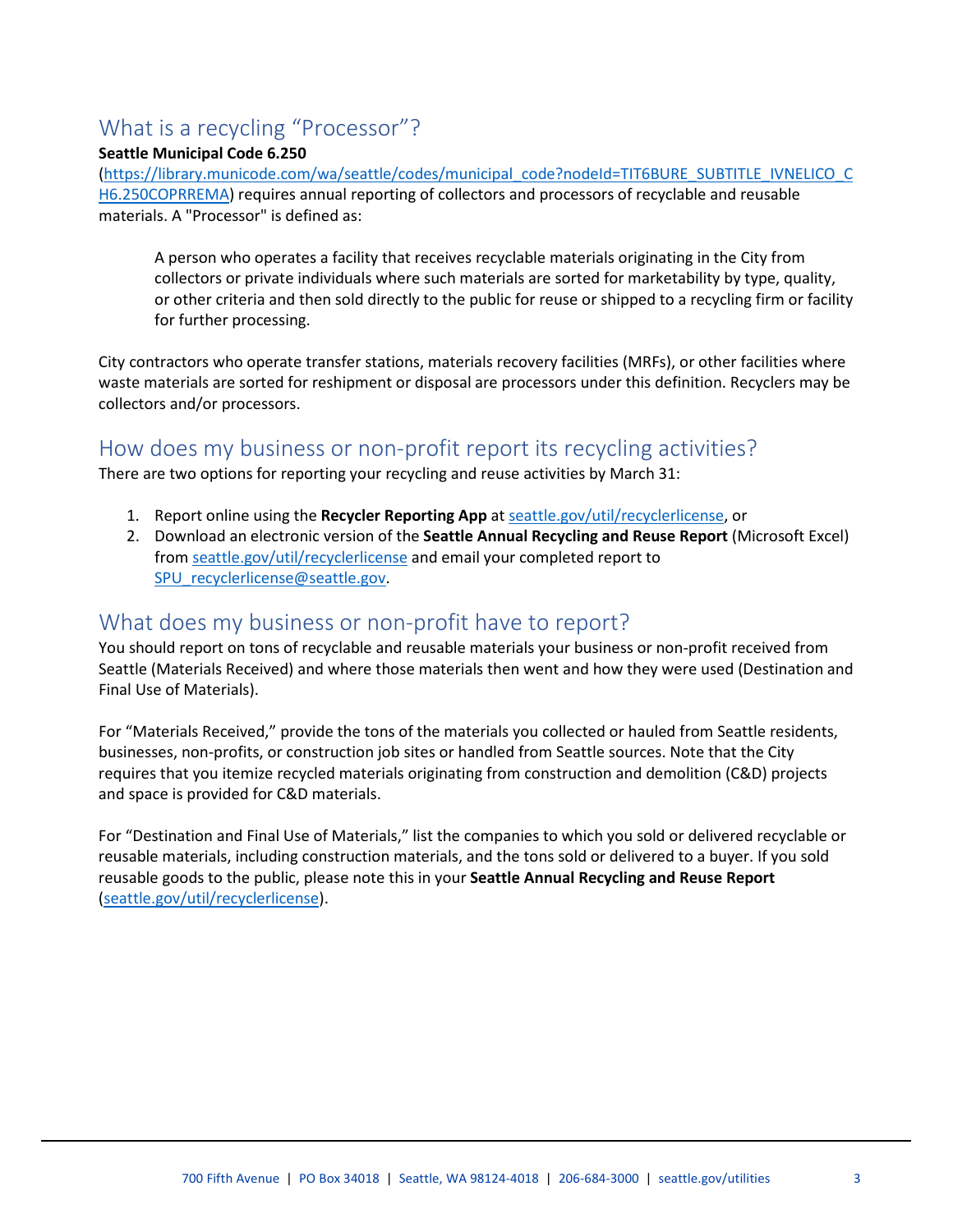## What is a recycling "Processor"?

**Seattle Municipal Code 6.250**
(https://library.municode.com/wa/seattle/codes/municipal_code?nodeId=TIT6BURE_SUBTITLE_IVNELICO_CH6.250COPRREMA) requires annual reporting of collectors and processors of recyclable and reusable materials. A "Processor" is defined as:

> A person who operates a facility that receives recyclable materials originating in the City from collectors or private individuals where such materials are sorted for marketability by type, quality, or other criteria and then sold directly to the public for reuse or shipped to a recycling firm or facility for further processing.

City contractors who operate transfer stations, materials recovery facilities (MRFs), or other facilities where waste materials are sorted for reshipment or disposal are processors under this definition. Recyclers may be collectors and/or processors.

## How does my business or non-profit report its recycling activities?

There are two options for reporting your recycling and reuse activities by March 31:

1. Report online using the **Recycler Reporting App** at seattle.gov/util/recyclerlicense, or
2. Download an electronic version of the **Seattle Annual Recycling and Reuse Report** (Microsoft Excel) from seattle.gov/util/recyclerlicense and email your completed report to SPU_recyclerlicense@seattle.gov.

## What does my business or non-profit have to report?

You should report on tons of recyclable and reusable materials your business or non-profit received from Seattle (Materials Received) and where those materials then went and how they were used (Destination and Final Use of Materials).

For "Materials Received," provide the tons of the materials you collected or hauled from Seattle residents, businesses, non-profits, or construction job sites or handled from Seattle sources. Note that the City requires that you itemize recycled materials originating from construction and demolition (C&D) projects and space is provided for C&D materials.

For "Destination and Final Use of Materials," list the companies to which you sold or delivered recyclable or reusable materials, including construction materials, and the tons sold or delivered to a buyer. If you sold reusable goods to the public, please note this in your **Seattle Annual Recycling and Reuse Report** (seattle.gov/util/recyclerlicense).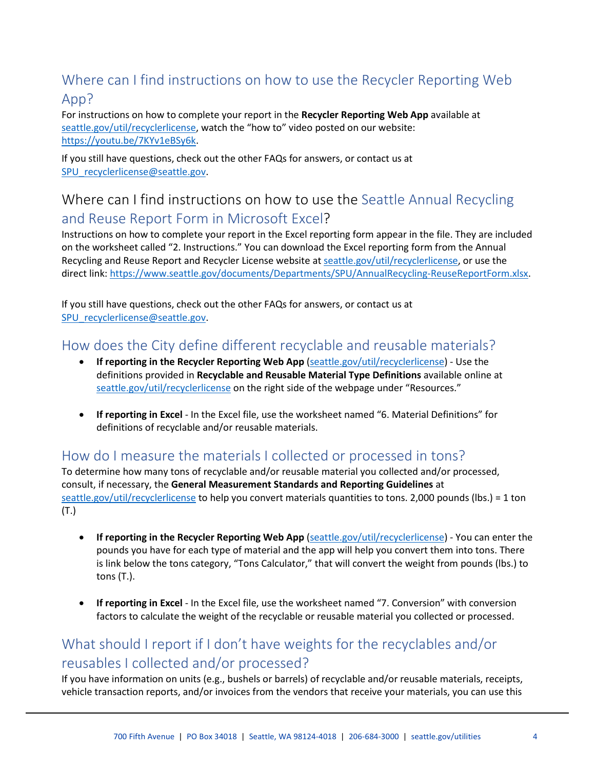## Where can I find instructions on how to use the Recycler Reporting Web App?

For instructions on how to complete your report in the **Recycler Reporting Web App** available at seattle.gov/util/recyclerlicense, watch the "how to" video posted on our website: https://youtu.be/7KYv1eBSy6k.

If you still have questions, check out the other FAQs for answers, or contact us at SPU_recyclerlicense@seattle.gov.

## Where can I find instructions on how to use the Seattle Annual Recycling and Reuse Report Form in Microsoft Excel?

Instructions on how to complete your report in the Excel reporting form appear in the file. They are included on the worksheet called "2. Instructions." You can download the Excel reporting form from the Annual Recycling and Reuse Report and Recycler License website at seattle.gov/util/recyclerlicense, or use the direct link: https://www.seattle.gov/documents/Departments/SPU/AnnualRecycling-ReuseReportForm.xlsx.

If you still have questions, check out the other FAQs for answers, or contact us at SPU_recyclerlicense@seattle.gov.

## How does the City define different recyclable and reusable materials?

- **If reporting in the Recycler Reporting Web App** (seattle.gov/util/recyclerlicense) - Use the definitions provided in **Recyclable and Reusable Material Type Definitions** available online at seattle.gov/util/recyclerlicense on the right side of the webpage under "Resources."

- **If reporting in Excel** - In the Excel file, use the worksheet named "6. Material Definitions" for definitions of recyclable and/or reusable materials.

## How do I measure the materials I collected or processed in tons?

To determine how many tons of recyclable and/or reusable material you collected and/or processed, consult, if necessary, the **General Measurement Standards and Reporting Guidelines** at seattle.gov/util/recyclerlicense to help you convert materials quantities to tons. 2,000 pounds (lbs.) = 1 ton (T.)

- **If reporting in the Recycler Reporting Web App** (seattle.gov/util/recyclerlicense) - You can enter the pounds you have for each type of material and the app will help you convert them into tons. There is link below the tons category, "Tons Calculator," that will convert the weight from pounds (lbs.) to tons (T.).

- **If reporting in Excel** - In the Excel file, use the worksheet named "7. Conversion" with conversion factors to calculate the weight of the recyclable or reusable material you collected or processed.

## What should I report if I don't have weights for the recyclables and/or reusables I collected and/or processed?

If you have information on units (e.g., bushels or barrels) of recyclable and/or reusable materials, receipts, vehicle transaction reports, and/or invoices from the vendors that receive your materials, you can use this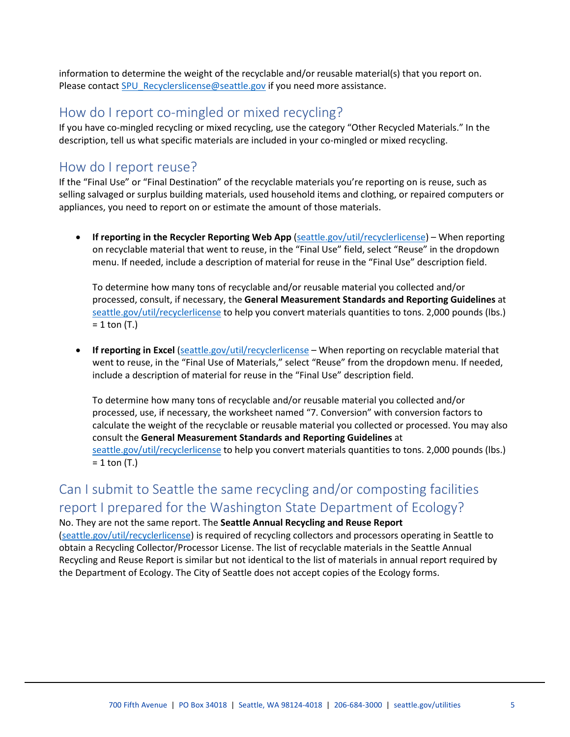information to determine the weight of the recyclable and/or reusable material(s) that you report on. Please contact SPU_Recyclerslicense@seattle.gov if you need more assistance.

## How do I report co-mingled or mixed recycling?

If you have co-mingled recycling or mixed recycling, use the category "Other Recycled Materials." In the description, tell us what specific materials are included in your co-mingled or mixed recycling.

## How do I report reuse?

If the "Final Use" or "Final Destination" of the recyclable materials you're reporting on is reuse, such as selling salvaged or surplus building materials, used household items and clothing, or repaired computers or appliances, you need to report on or estimate the amount of those materials.

- **If reporting in the Recycler Reporting Web App** (seattle.gov/util/recyclerlicense) – When reporting on recyclable material that went to reuse, in the "Final Use" field, select "Reuse" in the dropdown menu. If needed, include a description of material for reuse in the "Final Use" description field.

  To determine how many tons of recyclable and/or reusable material you collected and/or processed, consult, if necessary, the **General Measurement Standards and Reporting Guidelines** at seattle.gov/util/recyclerlicense to help you convert materials quantities to tons. 2,000 pounds (lbs.) = 1 ton (T.)

- **If reporting in Excel** (seattle.gov/util/recyclerlicense – When reporting on recyclable material that went to reuse, in the "Final Use of Materials," select "Reuse" from the dropdown menu. If needed, include a description of material for reuse in the "Final Use" description field.

  To determine how many tons of recyclable and/or reusable material you collected and/or processed, use, if necessary, the worksheet named "7. Conversion" with conversion factors to calculate the weight of the recyclable or reusable material you collected or processed. You may also consult the **General Measurement Standards and Reporting Guidelines** at seattle.gov/util/recyclerlicense to help you convert materials quantities to tons. 2,000 pounds (lbs.) = 1 ton (T.)

## Can I submit to Seattle the same recycling and/or composting facilities report I prepared for the Washington State Department of Ecology?

No. They are not the same report. The **Seattle Annual Recycling and Reuse Report** (seattle.gov/util/recyclerlicense) is required of recycling collectors and processors operating in Seattle to obtain a Recycling Collector/Processor License. The list of recyclable materials in the Seattle Annual Recycling and Reuse Report is similar but not identical to the list of materials in annual report required by the Department of Ecology. The City of Seattle does not accept copies of the Ecology forms.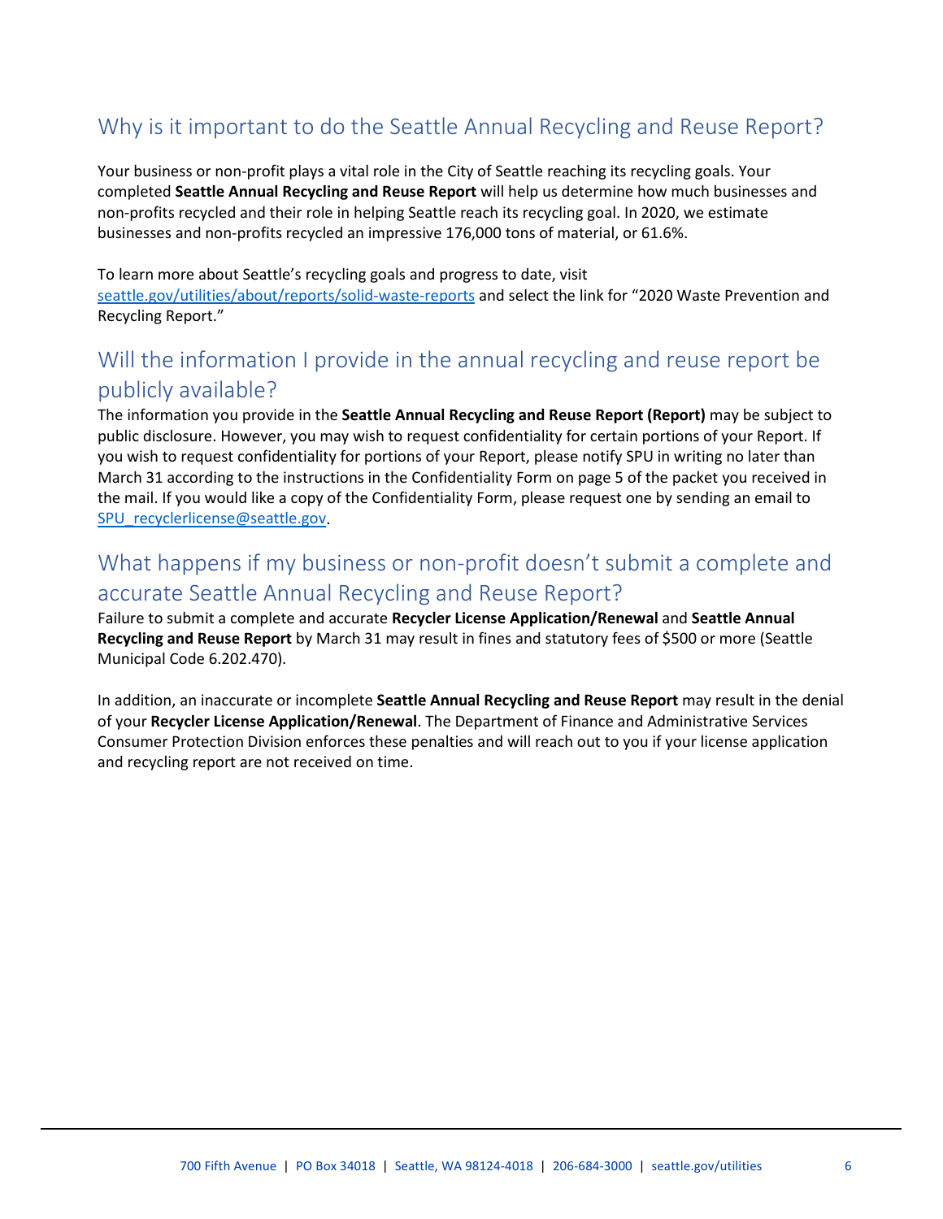## Why is it important to do the Seattle Annual Recycling and Reuse Report?

Your business or non-profit plays a vital role in the City of Seattle reaching its recycling goals. Your completed **Seattle Annual Recycling and Reuse Report** will help us determine how much businesses and non-profits recycled and their role in helping Seattle reach its recycling goal. In 2020, we estimate businesses and non-profits recycled an impressive 176,000 tons of material, or 61.6%.

To learn more about Seattle's recycling goals and progress to date, visit seattle.gov/utilities/about/reports/solid-waste-reports and select the link for "2020 Waste Prevention and Recycling Report."

## Will the information I provide in the annual recycling and reuse report be publicly available?

The information you provide in the **Seattle Annual Recycling and Reuse Report (Report)** may be subject to public disclosure. However, you may wish to request confidentiality for certain portions of your Report. If you wish to request confidentiality for portions of your Report, please notify SPU in writing no later than March 31 according to the instructions in the Confidentiality Form on page 5 of the packet you received in the mail. If you would like a copy of the Confidentiality Form, please request one by sending an email to SPU_recyclerlicense@seattle.gov.

## What happens if my business or non-profit doesn't submit a complete and accurate Seattle Annual Recycling and Reuse Report?

Failure to submit a complete and accurate **Recycler License Application/Renewal** and **Seattle Annual Recycling and Reuse Report** by March 31 may result in fines and statutory fees of $500 or more (Seattle Municipal Code 6.202.470).

In addition, an inaccurate or incomplete **Seattle Annual Recycling and Reuse Report** may result in the denial of your **Recycler License Application/Renewal**. The Department of Finance and Administrative Services Consumer Protection Division enforces these penalties and will reach out to you if your license application and recycling report are not received on time.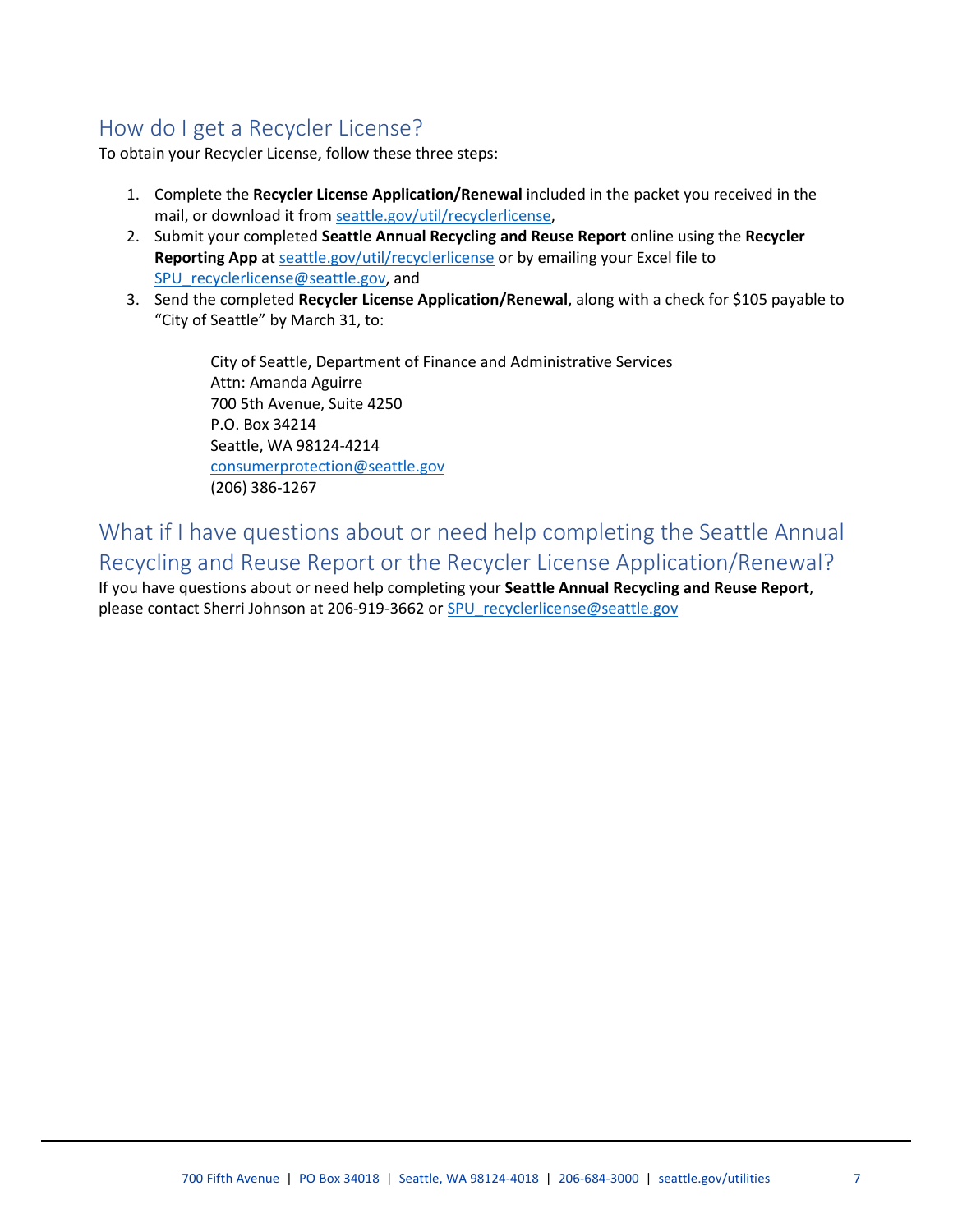## How do I get a Recycler License?

To obtain your Recycler License, follow these three steps:

1. Complete the **Recycler License Application/Renewal** included in the packet you received in the mail, or download it from seattle.gov/util/recyclerlicense,
2. Submit your completed **Seattle Annual Recycling and Reuse Report** online using the **Recycler Reporting App** at seattle.gov/util/recyclerlicense or by emailing your Excel file to SPU_recyclerlicense@seattle.gov, and
3. Send the completed **Recycler License Application/Renewal**, along with a check for $105 payable to "City of Seattle" by March 31, to:

   City of Seattle, Department of Finance and Administrative Services
   Attn: Amanda Aguirre
   700 5th Avenue, Suite 4250
   P.O. Box 34214
   Seattle, WA 98124-4214
   consumerprotection@seattle.gov
   (206) 386-1267

## What if I have questions about or need help completing the Seattle Annual Recycling and Reuse Report or the Recycler License Application/Renewal?

If you have questions about or need help completing your **Seattle Annual Recycling and Reuse Report**, please contact Sherri Johnson at 206-919-3662 or SPU_recyclerlicense@seattle.gov